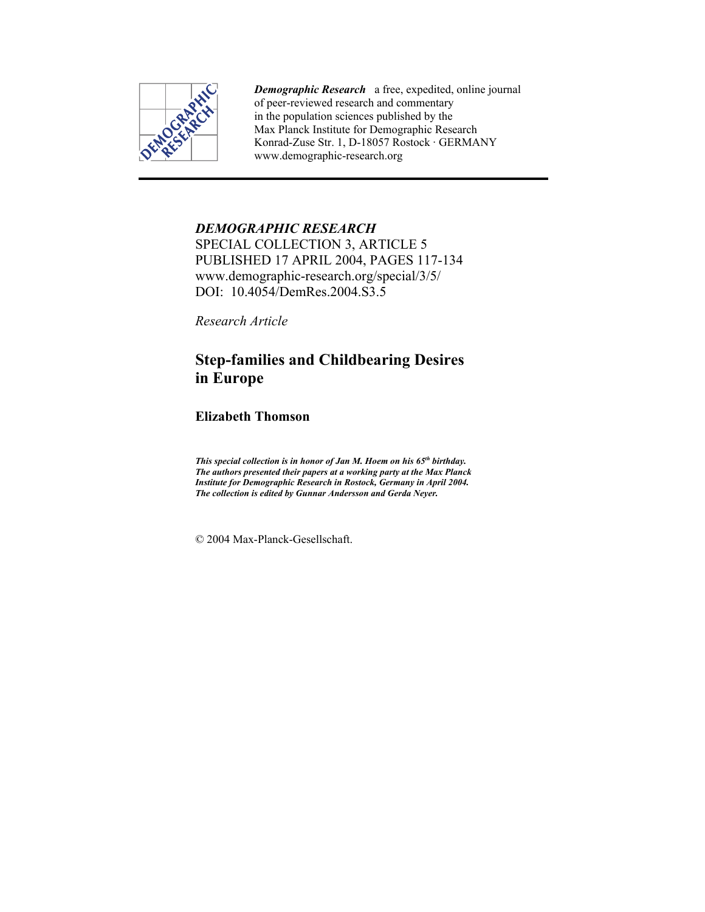*Demographic Research* a free, expedited, online journal of peer-reviewed research and commentary in the population sciences published by the Max Planck Institute for Demographic Research Konrad-Zuse Str. 1, D-18057 Rostock · GERMANY www.demographic-research.org

---

*DEMOGRAPHIC RESEARCH*
SPECIAL COLLECTION 3, ARTICLE 5
PUBLISHED 17 APRIL 2004, PAGES 117-134
www.demographic-research.org/special/3/5/
DOI: 10.4054/DemRes.2004.S3.5

*Research Article*

# Step-families and Childbearing Desires in Europe

**Elizabeth Thomson**

***This special collection is in honor of Jan M. Hoem on his 65th birthday. The authors presented their papers at a working party at the Max Planck Institute for Demographic Research in Rostock, Germany in April 2004. The collection is edited by Gunnar Andersson and Gerda Neyer.***

© 2004 Max-Planck-Gesellschaft.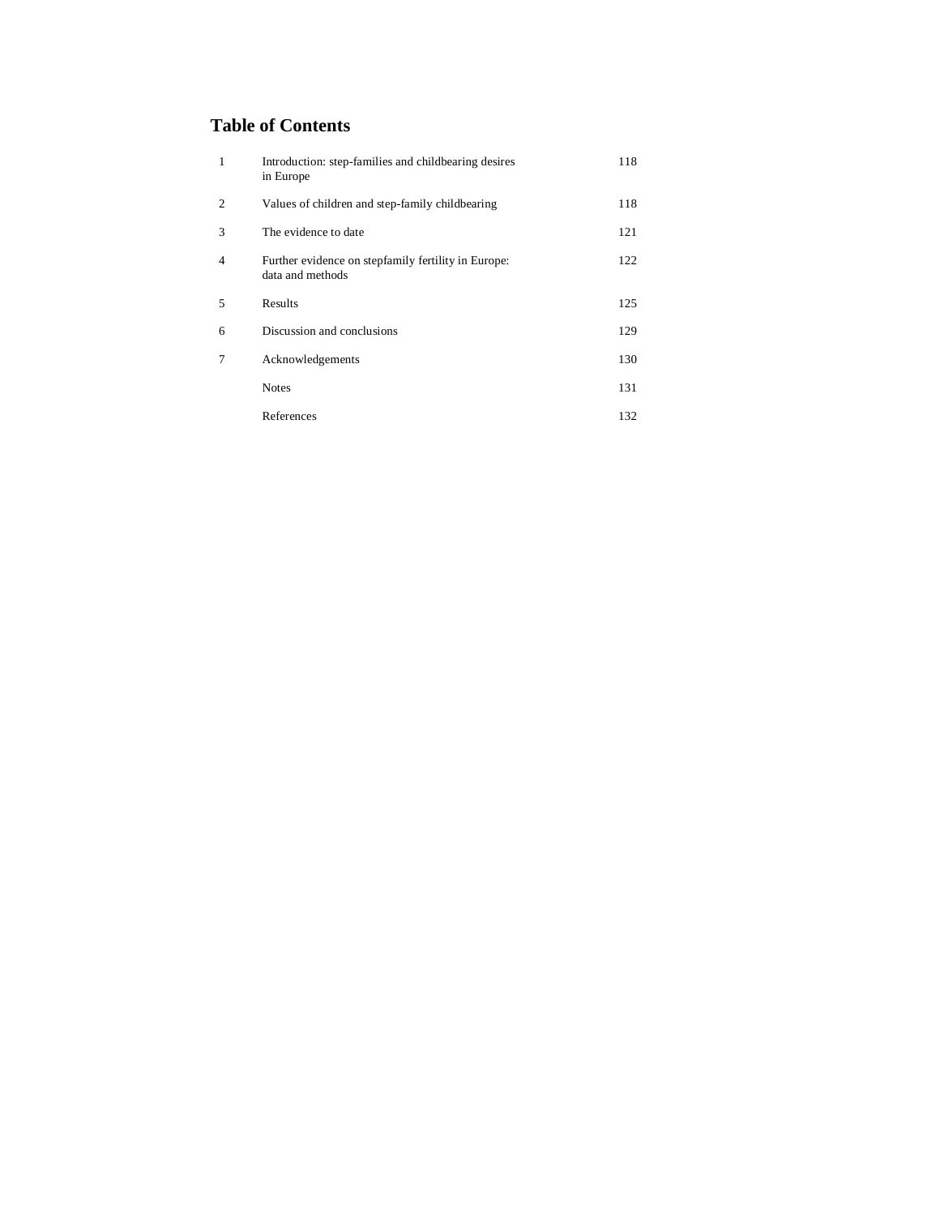## Table of Contents

| | | |
|---|---|---|
| 1 | Introduction: step-families and childbearing desires in Europe | 118 |
| 2 | Values of children and step-family childbearing | 118 |
| 3 | The evidence to date | 121 |
| 4 | Further evidence on stepfamily fertility in Europe: data and methods | 122 |
| 5 | Results | 125 |
| 6 | Discussion and conclusions | 129 |
| 7 | Acknowledgements | 130 |
| | Notes | 131 |
| | References | 132 |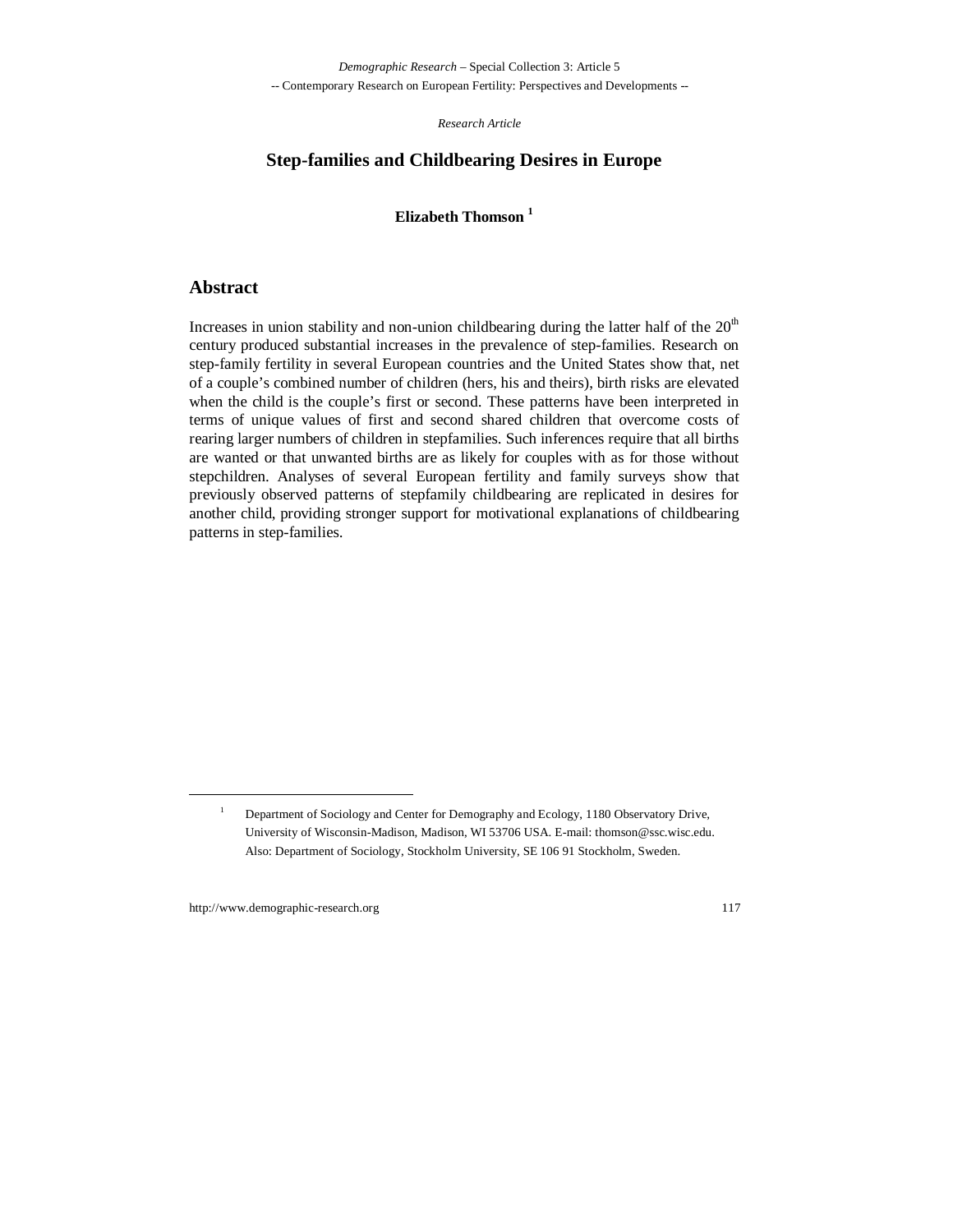*Research Article*

# Step-families and Childbearing Desires in Europe

**Elizabeth Thomson** [1]

## Abstract

Increases in union stability and non-union childbearing during the latter half of the 20th century produced substantial increases in the prevalence of step-families. Research on step-family fertility in several European countries and the United States show that, net of a couple's combined number of children (hers, his and theirs), birth risks are elevated when the child is the couple's first or second. These patterns have been interpreted in terms of unique values of first and second shared children that overcome costs of rearing larger numbers of children in stepfamilies. Such inferences require that all births are wanted or that unwanted births are as likely for couples with as for those without stepchildren. Analyses of several European fertility and family surveys show that previously observed patterns of stepfamily childbearing are replicated in desires for another child, providing stronger support for motivational explanations of childbearing patterns in step-families.

---

[1] Department of Sociology and Center for Demography and Ecology, 1180 Observatory Drive, University of Wisconsin-Madison, Madison, WI 53706 USA. E-mail: thomson@ssc.wisc.edu. Also: Department of Sociology, Stockholm University, SE 106 91 Stockholm, Sweden.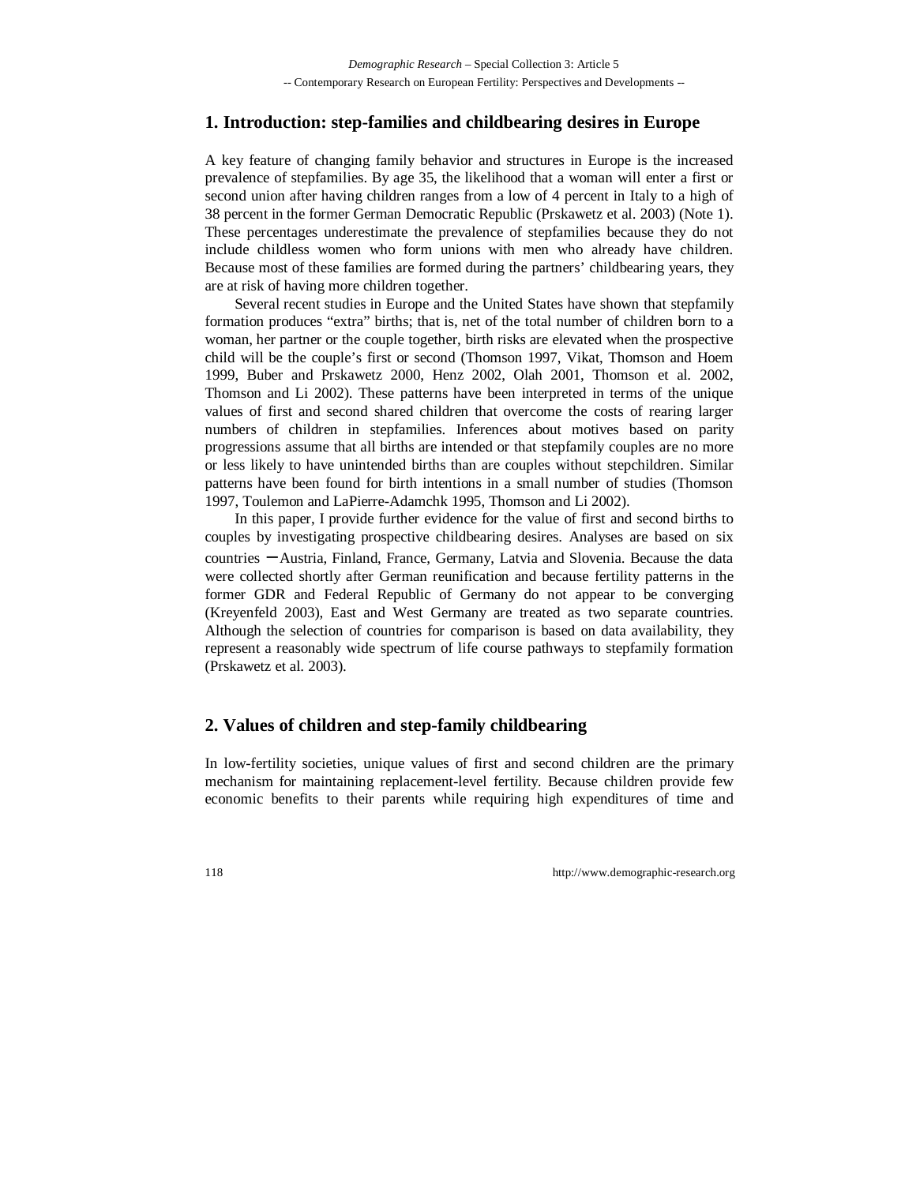## 1. Introduction: step-families and childbearing desires in Europe

A key feature of changing family behavior and structures in Europe is the increased prevalence of stepfamilies. By age 35, the likelihood that a woman will enter a first or second union after having children ranges from a low of 4 percent in Italy to a high of 38 percent in the former German Democratic Republic (Prskawetz et al. 2003) (Note 1). These percentages underestimate the prevalence of stepfamilies because they do not include childless women who form unions with men who already have children. Because most of these families are formed during the partners' childbearing years, they are at risk of having more children together.

Several recent studies in Europe and the United States have shown that stepfamily formation produces "extra" births; that is, net of the total number of children born to a woman, her partner or the couple together, birth risks are elevated when the prospective child will be the couple's first or second (Thomson 1997, Vikat, Thomson and Hoem 1999, Buber and Prskawetz 2000, Henz 2002, Olah 2001, Thomson et al. 2002, Thomson and Li 2002). These patterns have been interpreted in terms of the unique values of first and second shared children that overcome the costs of rearing larger numbers of children in stepfamilies. Inferences about motives based on parity progressions assume that all births are intended or that stepfamily couples are no more or less likely to have unintended births than are couples without stepchildren. Similar patterns have been found for birth intentions in a small number of studies (Thomson 1997, Toulemon and LaPierre-Adamchk 1995, Thomson and Li 2002).

In this paper, I provide further evidence for the value of first and second births to couples by investigating prospective childbearing desires. Analyses are based on six countries – Austria, Finland, France, Germany, Latvia and Slovenia. Because the data were collected shortly after German reunification and because fertility patterns in the former GDR and Federal Republic of Germany do not appear to be converging (Kreyenfeld 2003), East and West Germany are treated as two separate countries. Although the selection of countries for comparison is based on data availability, they represent a reasonably wide spectrum of life course pathways to stepfamily formation (Prskawetz et al. 2003).

## 2. Values of children and step-family childbearing

In low-fertility societies, unique values of first and second children are the primary mechanism for maintaining replacement-level fertility. Because children provide few economic benefits to their parents while requiring high expenditures of time and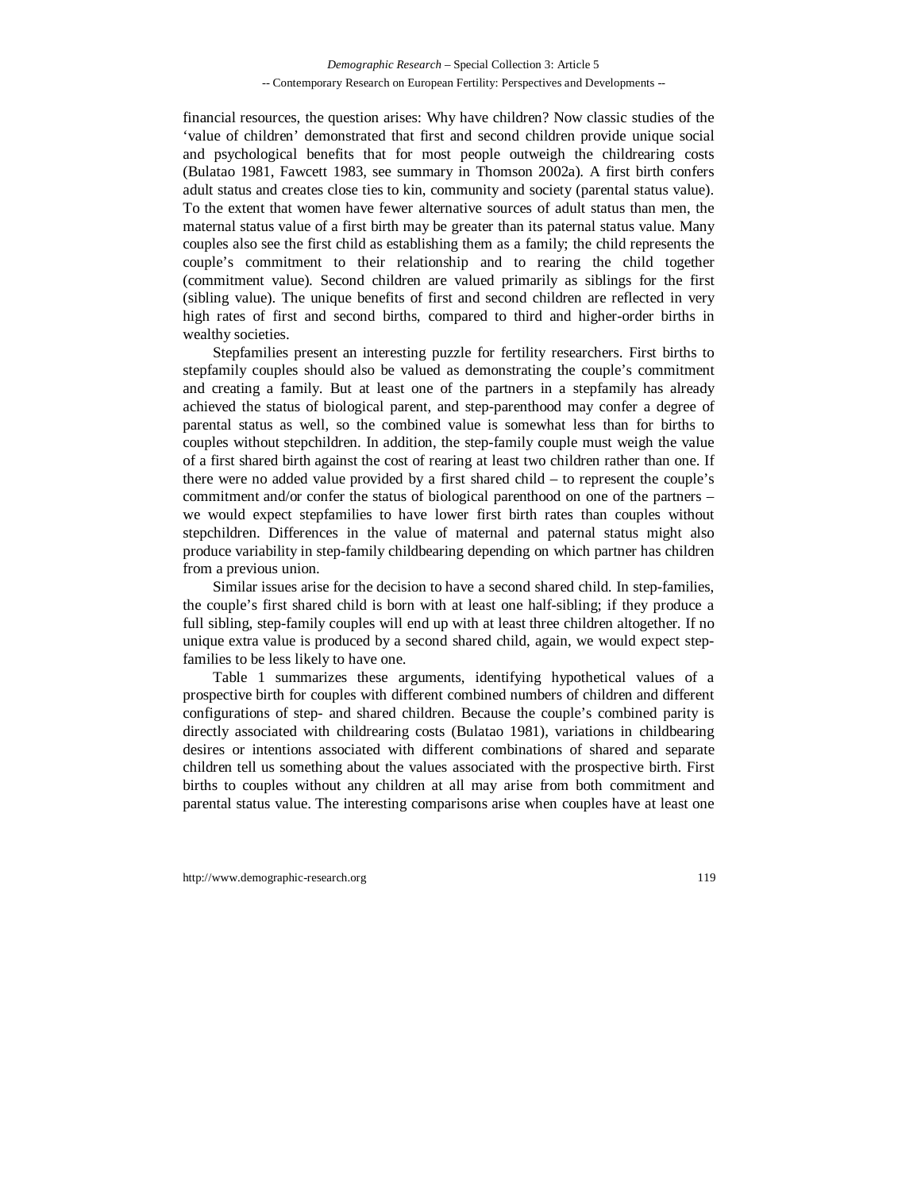financial resources, the question arises: Why have children? Now classic studies of the 'value of children' demonstrated that first and second children provide unique social and psychological benefits that for most people outweigh the childrearing costs (Bulatao 1981, Fawcett 1983, see summary in Thomson 2002a). A first birth confers adult status and creates close ties to kin, community and society (parental status value). To the extent that women have fewer alternative sources of adult status than men, the maternal status value of a first birth may be greater than its paternal status value. Many couples also see the first child as establishing them as a family; the child represents the couple's commitment to their relationship and to rearing the child together (commitment value). Second children are valued primarily as siblings for the first (sibling value). The unique benefits of first and second children are reflected in very high rates of first and second births, compared to third and higher-order births in wealthy societies.

Stepfamilies present an interesting puzzle for fertility researchers. First births to stepfamily couples should also be valued as demonstrating the couple's commitment and creating a family. But at least one of the partners in a stepfamily has already achieved the status of biological parent, and step-parenthood may confer a degree of parental status as well, so the combined value is somewhat less than for births to couples without stepchildren. In addition, the step-family couple must weigh the value of a first shared birth against the cost of rearing at least two children rather than one. If there were no added value provided by a first shared child – to represent the couple's commitment and/or confer the status of biological parenthood on one of the partners – we would expect stepfamilies to have lower first birth rates than couples without stepchildren. Differences in the value of maternal and paternal status might also produce variability in step-family childbearing depending on which partner has children from a previous union.

Similar issues arise for the decision to have a second shared child. In step-families, the couple's first shared child is born with at least one half-sibling; if they produce a full sibling, step-family couples will end up with at least three children altogether. If no unique extra value is produced by a second shared child, again, we would expect step-families to be less likely to have one.

Table 1 summarizes these arguments, identifying hypothetical values of a prospective birth for couples with different combined numbers of children and different configurations of step- and shared children. Because the couple's combined parity is directly associated with childrearing costs (Bulatao 1981), variations in childbearing desires or intentions associated with different combinations of shared and separate children tell us something about the values associated with the prospective birth. First births to couples without any children at all may arise from both commitment and parental status value. The interesting comparisons arise when couples have at least one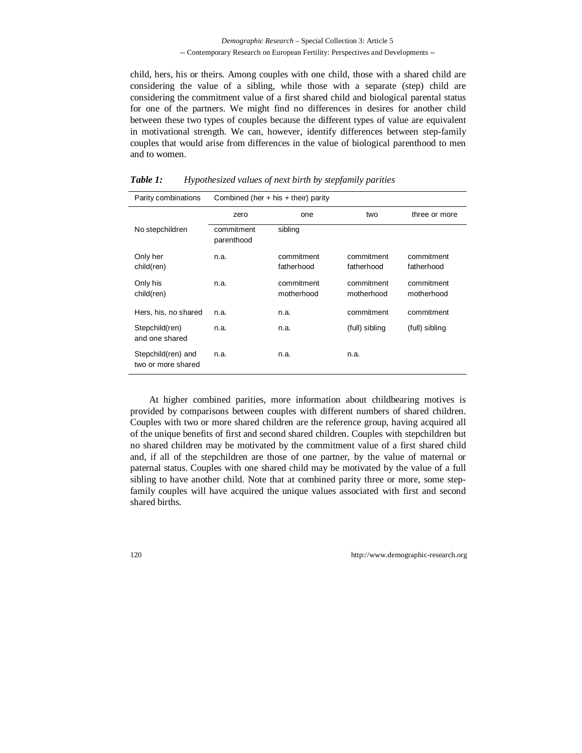child, hers, his or theirs. Among couples with one child, those with a shared child are considering the value of a sibling, while those with a separate (step) child are considering the commitment value of a first shared child and biological parental status for one of the partners. We might find no differences in desires for another child between these two types of couples because the different types of value are equivalent in motivational strength. We can, however, identify differences between step-family couples that would arise from differences in the value of biological parenthood to men and to women.

***Table 1:*** *Hypothesized values of next birth by stepfamily parities*

| Parity combinations | Combined (her + his + their) parity | | | |
|---|---|---|---|---|
| | zero | one | two | three or more |
| No stepchildren | commitment parenthood | sibling | | |
| Only her child(ren) | n.a. | commitment fatherhood | commitment fatherhood | commitment fatherhood |
| Only his child(ren) | n.a. | commitment motherhood | commitment motherhood | commitment motherhood |
| Hers, his, no shared | n.a. | n.a. | commitment | commitment |
| Stepchild(ren) and one shared | n.a. | n.a. | (full) sibling | (full) sibling |
| Stepchild(ren) and two or more shared | n.a. | n.a. | n.a. | |

At higher combined parities, more information about childbearing motives is provided by comparisons between couples with different numbers of shared children. Couples with two or more shared children are the reference group, having acquired all of the unique benefits of first and second shared children. Couples with stepchildren but no shared children may be motivated by the commitment value of a first shared child and, if all of the stepchildren are those of one partner, by the value of maternal or paternal status. Couples with one shared child may be motivated by the value of a full sibling to have another child. Note that at combined parity three or more, some step-family couples will have acquired the unique values associated with first and second shared births.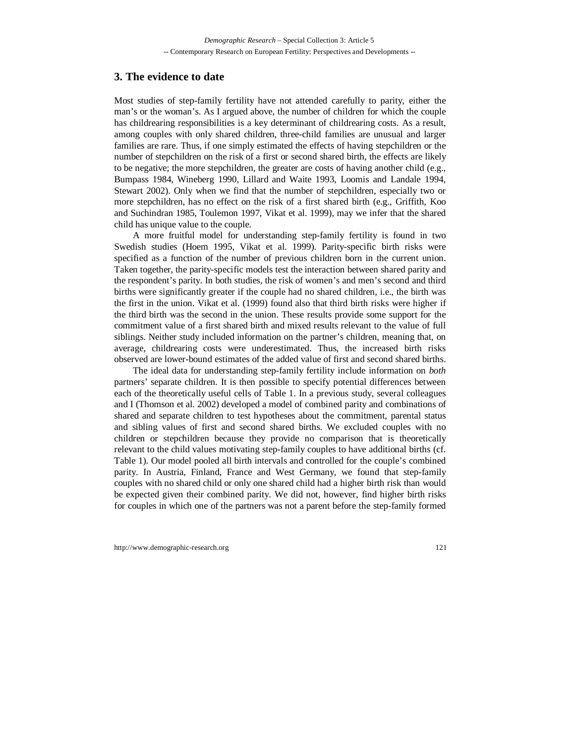## 3. The evidence to date

Most studies of step-family fertility have not attended carefully to parity, either the man's or the woman's. As I argued above, the number of children for which the couple has childrearing responsibilities is a key determinant of childrearing costs. As a result, among couples with only shared children, three-child families are unusual and larger families are rare. Thus, if one simply estimated the effects of having stepchildren or the number of stepchildren on the risk of a first or second shared birth, the effects are likely to be negative; the more stepchildren, the greater are costs of having another child (e.g., Bumpass 1984, Wineberg 1990, Lillard and Waite 1993, Loomis and Landale 1994, Stewart 2002). Only when we find that the number of stepchildren, especially two or more stepchildren, has no effect on the risk of a first shared birth (e.g., Griffith, Koo and Suchindran 1985, Toulemon 1997, Vikat et al. 1999), may we infer that the shared child has unique value to the couple.

A more fruitful model for understanding step-family fertility is found in two Swedish studies (Hoem 1995, Vikat et al. 1999). Parity-specific birth risks were specified as a function of the number of previous children born in the current union. Taken together, the parity-specific models test the interaction between shared parity and the respondent's parity. In both studies, the risk of women's and men's second and third births were significantly greater if the couple had no shared children, i.e., the birth was the first in the union. Vikat et al. (1999) found also that third birth risks were higher if the third birth was the second in the union. These results provide some support for the commitment value of a first shared birth and mixed results relevant to the value of full siblings. Neither study included information on the partner's children, meaning that, on average, childrearing costs were underestimated. Thus, the increased birth risks observed are lower-bound estimates of the added value of first and second shared births.

The ideal data for understanding step-family fertility include information on *both* partners' separate children. It is then possible to specify potential differences between each of the theoretically useful cells of Table 1. In a previous study, several colleagues and I (Thomson et al. 2002) developed a model of combined parity and combinations of shared and separate children to test hypotheses about the commitment, parental status and sibling values of first and second shared births. We excluded couples with no children or stepchildren because they provide no comparison that is theoretically relevant to the child values motivating step-family couples to have additional births (cf. Table 1). Our model pooled all birth intervals and controlled for the couple's combined parity. In Austria, Finland, France and West Germany, we found that step-family couples with no shared child or only one shared child had a higher birth risk than would be expected given their combined parity. We did not, however, find higher birth risks for couples in which one of the partners was not a parent before the step-family formed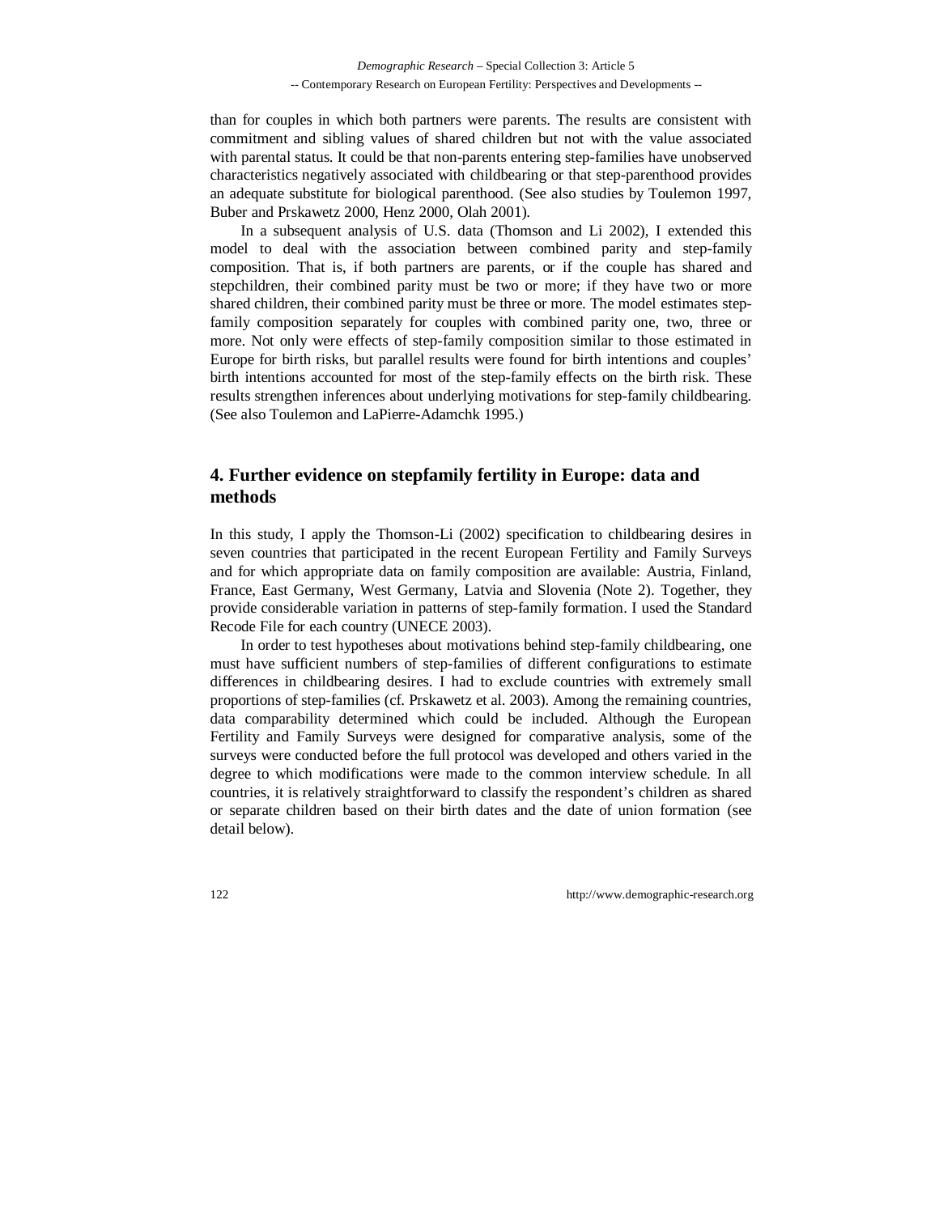than for couples in which both partners were parents. The results are consistent with commitment and sibling values of shared children but not with the value associated with parental status. It could be that non-parents entering step-families have unobserved characteristics negatively associated with childbearing or that step-parenthood provides an adequate substitute for biological parenthood. (See also studies by Toulemon 1997, Buber and Prskawetz 2000, Henz 2000, Olah 2001).

In a subsequent analysis of U.S. data (Thomson and Li 2002), I extended this model to deal with the association between combined parity and step-family composition. That is, if both partners are parents, or if the couple has shared and stepchildren, their combined parity must be two or more; if they have two or more shared children, their combined parity must be three or more. The model estimates step-family composition separately for couples with combined parity one, two, three or more. Not only were effects of step-family composition similar to those estimated in Europe for birth risks, but parallel results were found for birth intentions and couples' birth intentions accounted for most of the step-family effects on the birth risk. These results strengthen inferences about underlying motivations for step-family childbearing. (See also Toulemon and LaPierre-Adamchk 1995.)

## 4. Further evidence on stepfamily fertility in Europe: data and methods

In this study, I apply the Thomson-Li (2002) specification to childbearing desires in seven countries that participated in the recent European Fertility and Family Surveys and for which appropriate data on family composition are available: Austria, Finland, France, East Germany, West Germany, Latvia and Slovenia (Note 2). Together, they provide considerable variation in patterns of step-family formation. I used the Standard Recode File for each country (UNECE 2003).

In order to test hypotheses about motivations behind step-family childbearing, one must have sufficient numbers of step-families of different configurations to estimate differences in childbearing desires. I had to exclude countries with extremely small proportions of step-families (cf. Prskawetz et al. 2003). Among the remaining countries, data comparability determined which could be included. Although the European Fertility and Family Surveys were designed for comparative analysis, some of the surveys were conducted before the full protocol was developed and others varied in the degree to which modifications were made to the common interview schedule. In all countries, it is relatively straightforward to classify the respondent's children as shared or separate children based on their birth dates and the date of union formation (see detail below).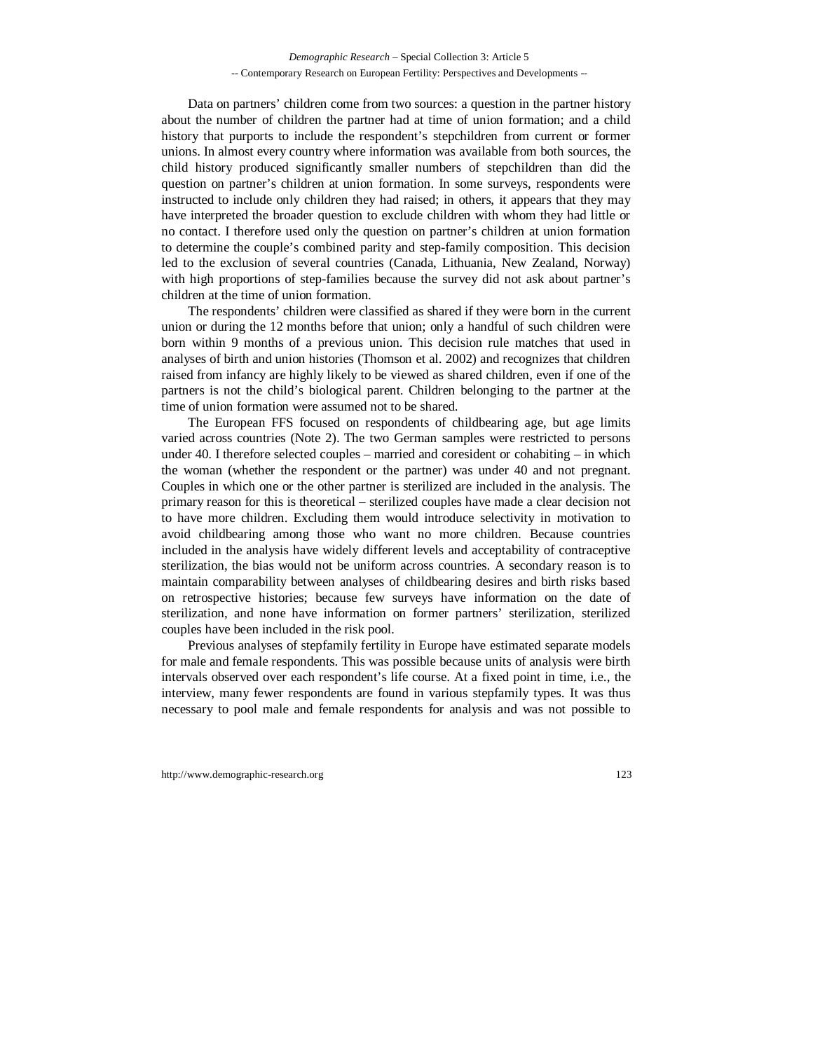Data on partners' children come from two sources: a question in the partner history about the number of children the partner had at time of union formation; and a child history that purports to include the respondent's stepchildren from current or former unions. In almost every country where information was available from both sources, the child history produced significantly smaller numbers of stepchildren than did the question on partner's children at union formation. In some surveys, respondents were instructed to include only children they had raised; in others, it appears that they may have interpreted the broader question to exclude children with whom they had little or no contact. I therefore used only the question on partner's children at union formation to determine the couple's combined parity and step-family composition. This decision led to the exclusion of several countries (Canada, Lithuania, New Zealand, Norway) with high proportions of step-families because the survey did not ask about partner's children at the time of union formation.

The respondents' children were classified as shared if they were born in the current union or during the 12 months before that union; only a handful of such children were born within 9 months of a previous union. This decision rule matches that used in analyses of birth and union histories (Thomson et al. 2002) and recognizes that children raised from infancy are highly likely to be viewed as shared children, even if one of the partners is not the child's biological parent. Children belonging to the partner at the time of union formation were assumed not to be shared.

The European FFS focused on respondents of childbearing age, but age limits varied across countries (Note 2). The two German samples were restricted to persons under 40. I therefore selected couples – married and coresident or cohabiting – in which the woman (whether the respondent or the partner) was under 40 and not pregnant. Couples in which one or the other partner is sterilized are included in the analysis. The primary reason for this is theoretical – sterilized couples have made a clear decision not to have more children. Excluding them would introduce selectivity in motivation to avoid childbearing among those who want no more children. Because countries included in the analysis have widely different levels and acceptability of contraceptive sterilization, the bias would not be uniform across countries. A secondary reason is to maintain comparability between analyses of childbearing desires and birth risks based on retrospective histories; because few surveys have information on the date of sterilization, and none have information on former partners' sterilization, sterilized couples have been included in the risk pool.

Previous analyses of stepfamily fertility in Europe have estimated separate models for male and female respondents. This was possible because units of analysis were birth intervals observed over each respondent's life course. At a fixed point in time, i.e., the interview, many fewer respondents are found in various stepfamily types. It was thus necessary to pool male and female respondents for analysis and was not possible to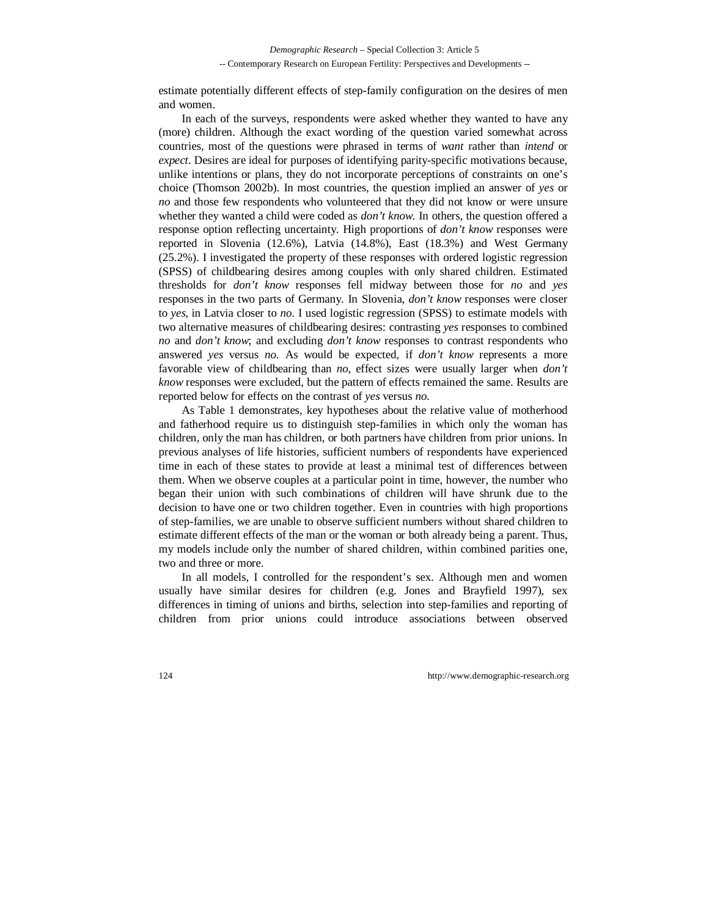estimate potentially different effects of step-family configuration on the desires of men and women.

In each of the surveys, respondents were asked whether they wanted to have any (more) children. Although the exact wording of the question varied somewhat across countries, most of the questions were phrased in terms of *want* rather than *intend* or *expect*. Desires are ideal for purposes of identifying parity-specific motivations because, unlike intentions or plans, they do not incorporate perceptions of constraints on one's choice (Thomson 2002b). In most countries, the question implied an answer of *yes* or *no* and those few respondents who volunteered that they did not know or were unsure whether they wanted a child were coded as *don't know*. In others, the question offered a response option reflecting uncertainty. High proportions of *don't know* responses were reported in Slovenia (12.6%), Latvia (14.8%), East (18.3%) and West Germany (25.2%). I investigated the property of these responses with ordered logistic regression (SPSS) of childbearing desires among couples with only shared children. Estimated thresholds for *don't know* responses fell midway between those for *no* and *yes* responses in the two parts of Germany. In Slovenia, *don't know* responses were closer to *yes*, in Latvia closer to *no*. I used logistic regression (SPSS) to estimate models with two alternative measures of childbearing desires: contrasting *yes* responses to combined *no* and *don't know*; and excluding *don't know* responses to contrast respondents who answered *yes* versus *no*. As would be expected, if *don't know* represents a more favorable view of childbearing than *no*, effect sizes were usually larger when *don't know* responses were excluded, but the pattern of effects remained the same. Results are reported below for effects on the contrast of *yes* versus *no*.

As Table 1 demonstrates, key hypotheses about the relative value of motherhood and fatherhood require us to distinguish step-families in which only the woman has children, only the man has children, or both partners have children from prior unions. In previous analyses of life histories, sufficient numbers of respondents have experienced time in each of these states to provide at least a minimal test of differences between them. When we observe couples at a particular point in time, however, the number who began their union with such combinations of children will have shrunk due to the decision to have one or two children together. Even in countries with high proportions of step-families, we are unable to observe sufficient numbers without shared children to estimate different effects of the man or the woman or both already being a parent. Thus, my models include only the number of shared children, within combined parities one, two and three or more.

In all models, I controlled for the respondent's sex. Although men and women usually have similar desires for children (e.g. Jones and Brayfield 1997), sex differences in timing of unions and births, selection into step-families and reporting of children from prior unions could introduce associations between observed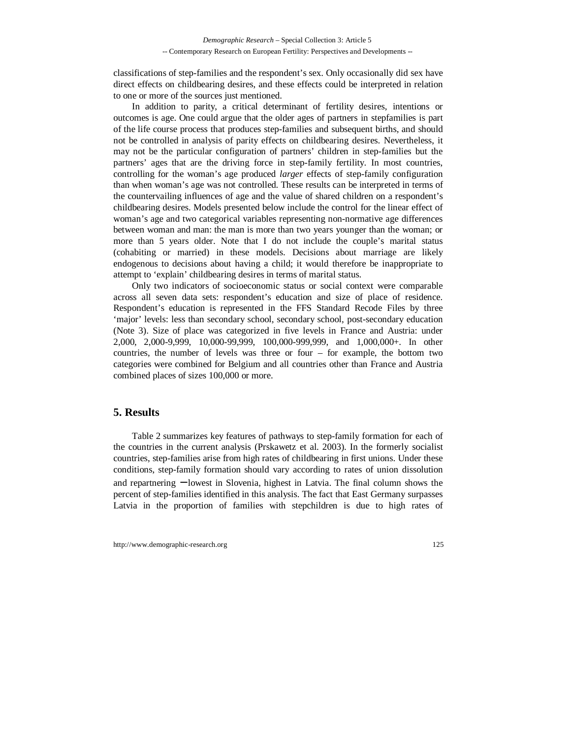classifications of step-families and the respondent's sex. Only occasionally did sex have direct effects on childbearing desires, and these effects could be interpreted in relation to one or more of the sources just mentioned.

In addition to parity, a critical determinant of fertility desires, intentions or outcomes is age. One could argue that the older ages of partners in stepfamilies is part of the life course process that produces step-families and subsequent births, and should not be controlled in analysis of parity effects on childbearing desires. Nevertheless, it may not be the particular configuration of partners' children in step-families but the partners' ages that are the driving force in step-family fertility. In most countries, controlling for the woman's age produced *larger* effects of step-family configuration than when woman's age was not controlled. These results can be interpreted in terms of the countervailing influences of age and the value of shared children on a respondent's childbearing desires. Models presented below include the control for the linear effect of woman's age and two categorical variables representing non-normative age differences between woman and man: the man is more than two years younger than the woman; or more than 5 years older. Note that I do not include the couple's marital status (cohabiting or married) in these models. Decisions about marriage are likely endogenous to decisions about having a child; it would therefore be inappropriate to attempt to 'explain' childbearing desires in terms of marital status.

Only two indicators of socioeconomic status or social context were comparable across all seven data sets: respondent's education and size of place of residence. Respondent's education is represented in the FFS Standard Recode Files by three 'major' levels: less than secondary school, secondary school, post-secondary education (Note 3). Size of place was categorized in five levels in France and Austria: under 2,000, 2,000-9,999, 10,000-99,999, 100,000-999,999, and 1,000,000+. In other countries, the number of levels was three or four – for example, the bottom two categories were combined for Belgium and all countries other than France and Austria combined places of sizes 100,000 or more.

## 5. Results

Table 2 summarizes key features of pathways to step-family formation for each of the countries in the current analysis (Prskawetz et al. 2003). In the formerly socialist countries, step-families arise from high rates of childbearing in first unions. Under these conditions, step-family formation should vary according to rates of union dissolution and repartnering – lowest in Slovenia, highest in Latvia. The final column shows the percent of step-families identified in this analysis. The fact that East Germany surpasses Latvia in the proportion of families with stepchildren is due to high rates of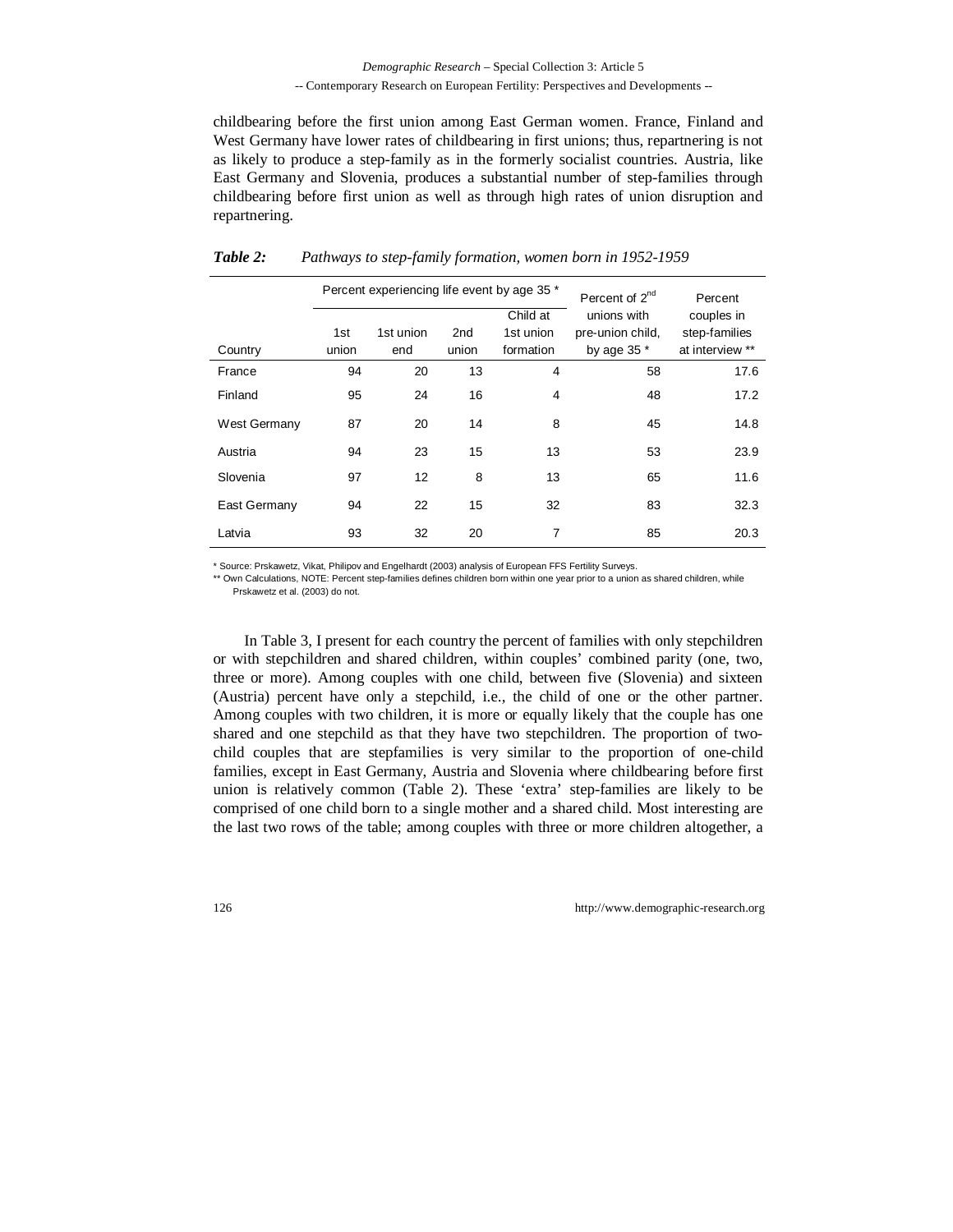childbearing before the first union among East German women. France, Finland and West Germany have lower rates of childbearing in first unions; thus, repartnering is not as likely to produce a step-family as in the formerly socialist countries. Austria, like East Germany and Slovenia, produces a substantial number of step-families through childbearing before first union as well as through high rates of union disruption and repartnering.

*Table 2: Pathways to step-family formation, women born in 1952-1959*

| | Percent experiencing life event by age 35 * | | | | Percent of 2[nd] unions with pre-union child, by age 35 * | Percent couples in step-families at interview ** |
|---|---|---|---|---|---|---|
| Country | 1st union | 1st union end | 2nd union | Child at 1st union formation | | |
| France | 94 | 20 | 13 | 4 | 58 | 17.6 |
| Finland | 95 | 24 | 16 | 4 | 48 | 17.2 |
| West Germany | 87 | 20 | 14 | 8 | 45 | 14.8 |
| Austria | 94 | 23 | 15 | 13 | 53 | 23.9 |
| Slovenia | 97 | 12 | 8 | 13 | 65 | 11.6 |
| East Germany | 94 | 22 | 15 | 32 | 83 | 32.3 |
| Latvia | 93 | 32 | 20 | 7 | 85 | 20.3 |

\* Source: Prskawetz, Vikat, Philipov and Engelhardt (2003) analysis of European FFS Fertility Surveys.

\*\* Own Calculations, NOTE: Percent step-families defines children born within one year prior to a union as shared children, while Prskawetz et al. (2003) do not.

In Table 3, I present for each country the percent of families with only stepchildren or with stepchildren and shared children, within couples' combined parity (one, two, three or more). Among couples with one child, between five (Slovenia) and sixteen (Austria) percent have only a stepchild, i.e., the child of one or the other partner. Among couples with two children, it is more or equally likely that the couple has one shared and one stepchild as that they have two stepchildren. The proportion of two-child couples that are stepfamilies is very similar to the proportion of one-child families, except in East Germany, Austria and Slovenia where childbearing before first union is relatively common (Table 2). These 'extra' step-families are likely to be comprised of one child born to a single mother and a shared child. Most interesting are the last two rows of the table; among couples with three or more children altogether, a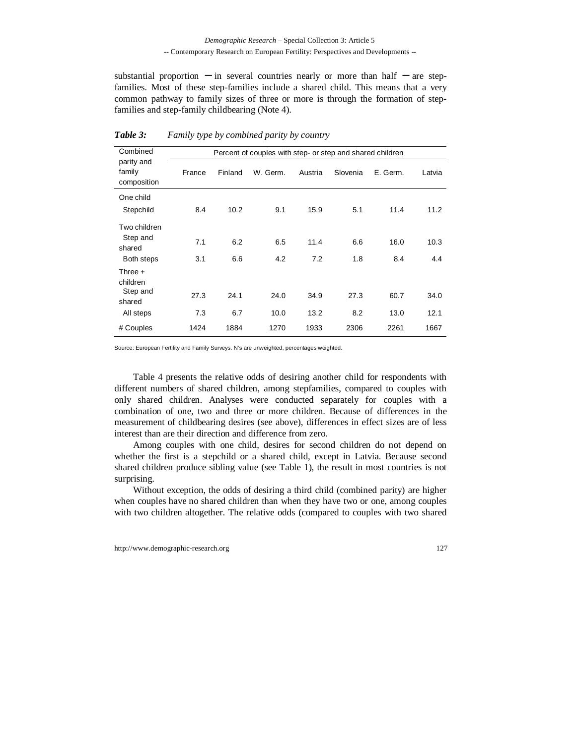substantial proportion – in several countries nearly or more than half – are step-families. Most of these step-families include a shared child. This means that a very common pathway to family sizes of three or more is through the formation of step-families and step-family childbearing (Note 4).

***Table 3:*** *Family type by combined parity by country*

| Combined parity and family composition | Percent of couples with step- or step and shared children | | | | | | |
|---|---|---|---|---|---|---|---|
| | France | Finland | W. Germ. | Austria | Slovenia | E. Germ. | Latvia |
| One child | | | | | | | |
| Stepchild | 8.4 | 10.2 | 9.1 | 15.9 | 5.1 | 11.4 | 11.2 |
| Two children | | | | | | | |
| Step and shared | 7.1 | 6.2 | 6.5 | 11.4 | 6.6 | 16.0 | 10.3 |
| Both steps | 3.1 | 6.6 | 4.2 | 7.2 | 1.8 | 8.4 | 4.4 |
| Three + children | | | | | | | |
| Step and shared | 27.3 | 24.1 | 24.0 | 34.9 | 27.3 | 60.7 | 34.0 |
| All steps | 7.3 | 6.7 | 10.0 | 13.2 | 8.2 | 13.0 | 12.1 |
| # Couples | 1424 | 1884 | 1270 | 1933 | 2306 | 2261 | 1667 |

Source: European Fertility and Family Surveys. N's are unweighted, percentages weighted.

Table 4 presents the relative odds of desiring another child for respondents with different numbers of shared children, among stepfamilies, compared to couples with only shared children. Analyses were conducted separately for couples with a combination of one, two and three or more children. Because of differences in the measurement of childbearing desires (see above), differences in effect sizes are of less interest than are their direction and difference from zero.

Among couples with one child, desires for second children do not depend on whether the first is a stepchild or a shared child, except in Latvia. Because second shared children produce sibling value (see Table 1), the result in most countries is not surprising.

Without exception, the odds of desiring a third child (combined parity) are higher when couples have no shared children than when they have two or one, among couples with two children altogether. The relative odds (compared to couples with two shared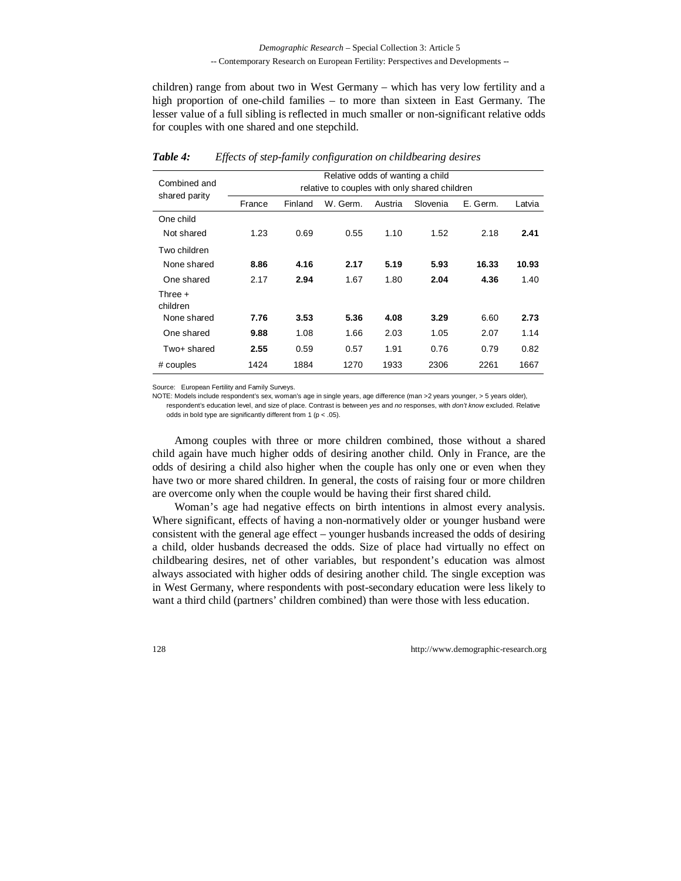children) range from about two in West Germany – which has very low fertility and a high proportion of one-child families – to more than sixteen in East Germany. The lesser value of a full sibling is reflected in much smaller or non-significant relative odds for couples with one shared and one stepchild.

***Table 4:*** *Effects of step-family configuration on childbearing desires*

| Combined and shared parity | Relative odds of wanting a child relative to couples with only shared children | | | | | | |
|---|---|---|---|---|---|---|---|
| | France | Finland | W. Germ. | Austria | Slovenia | E. Germ. | Latvia |
| One child | | | | | | | |
| Not shared | 1.23 | 0.69 | 0.55 | 1.10 | 1.52 | 2.18 | **2.41** |
| Two children | | | | | | | |
| None shared | **8.86** | **4.16** | **2.17** | **5.19** | **5.93** | **16.33** | **10.93** |
| One shared | 2.17 | **2.94** | 1.67 | 1.80 | **2.04** | **4.36** | 1.40 |
| Three + children | | | | | | | |
| None shared | **7.76** | **3.53** | **5.36** | **4.08** | **3.29** | 6.60 | **2.73** |
| One shared | **9.88** | 1.08 | 1.66 | 2.03 | 1.05 | 2.07 | 1.14 |
| Two+ shared | **2.55** | 0.59 | 0.57 | 1.91 | 0.76 | 0.79 | 0.82 |
| # couples | 1424 | 1884 | 1270 | 1933 | 2306 | 2261 | 1667 |

Source: European Fertility and Family Surveys.

NOTE: Models include respondent's sex, woman's age in single years, age difference (man >2 years younger, > 5 years older), respondent's education level, and size of place. Contrast is between *yes* and *no* responses, with *don't know* excluded. Relative odds in bold type are significantly different from 1 ($p < .05$).

Among couples with three or more children combined, those without a shared child again have much higher odds of desiring another child. Only in France, are the odds of desiring a child also higher when the couple has only one or even when they have two or more shared children. In general, the costs of raising four or more children are overcome only when the couple would be having their first shared child.

Woman's age had negative effects on birth intentions in almost every analysis. Where significant, effects of having a non-normatively older or younger husband were consistent with the general age effect – younger husbands increased the odds of desiring a child, older husbands decreased the odds. Size of place had virtually no effect on childbearing desires, net of other variables, but respondent's education was almost always associated with higher odds of desiring another child. The single exception was in West Germany, where respondents with post-secondary education were less likely to want a third child (partners' children combined) than were those with less education.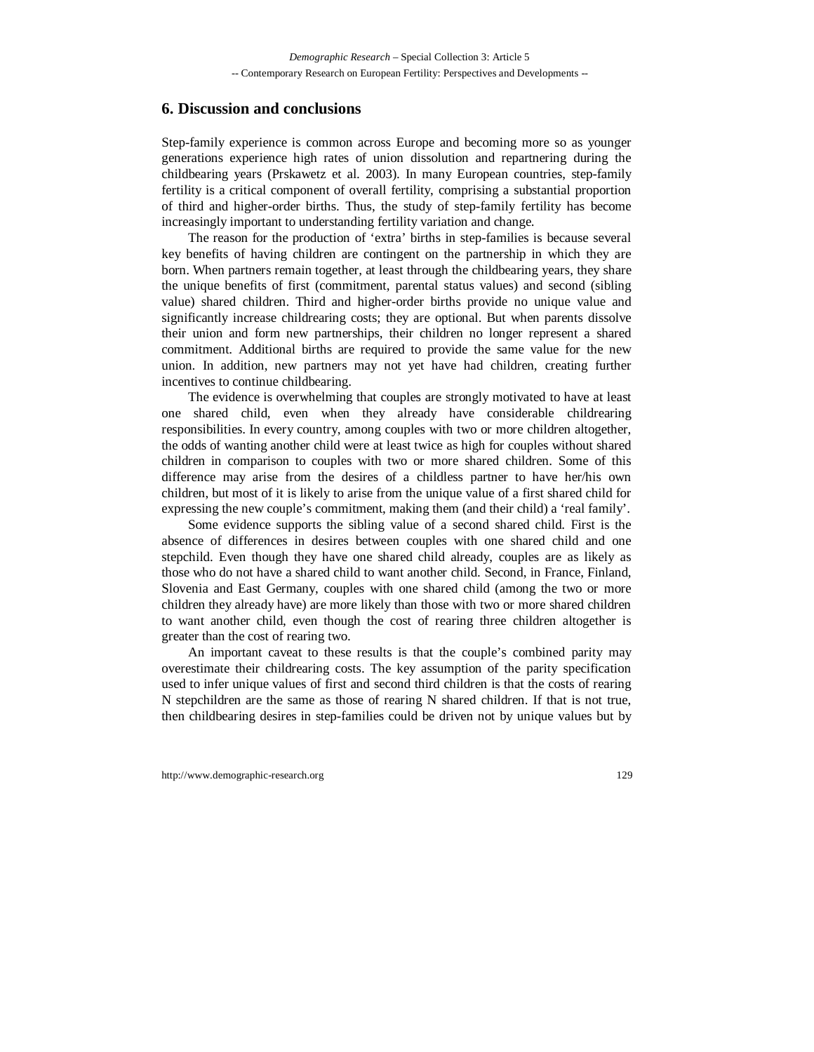## 6. Discussion and conclusions

Step-family experience is common across Europe and becoming more so as younger generations experience high rates of union dissolution and repartnering during the childbearing years (Prskawetz et al. 2003). In many European countries, step-family fertility is a critical component of overall fertility, comprising a substantial proportion of third and higher-order births. Thus, the study of step-family fertility has become increasingly important to understanding fertility variation and change.

The reason for the production of 'extra' births in step-families is because several key benefits of having children are contingent on the partnership in which they are born. When partners remain together, at least through the childbearing years, they share the unique benefits of first (commitment, parental status values) and second (sibling value) shared children. Third and higher-order births provide no unique value and significantly increase childrearing costs; they are optional. But when parents dissolve their union and form new partnerships, their children no longer represent a shared commitment. Additional births are required to provide the same value for the new union. In addition, new partners may not yet have had children, creating further incentives to continue childbearing.

The evidence is overwhelming that couples are strongly motivated to have at least one shared child, even when they already have considerable childrearing responsibilities. In every country, among couples with two or more children altogether, the odds of wanting another child were at least twice as high for couples without shared children in comparison to couples with two or more shared children. Some of this difference may arise from the desires of a childless partner to have her/his own children, but most of it is likely to arise from the unique value of a first shared child for expressing the new couple's commitment, making them (and their child) a 'real family'.

Some evidence supports the sibling value of a second shared child. First is the absence of differences in desires between couples with one shared child and one stepchild. Even though they have one shared child already, couples are as likely as those who do not have a shared child to want another child. Second, in France, Finland, Slovenia and East Germany, couples with one shared child (among the two or more children they already have) are more likely than those with two or more shared children to want another child, even though the cost of rearing three children altogether is greater than the cost of rearing two.

An important caveat to these results is that the couple's combined parity may overestimate their childrearing costs. The key assumption of the parity specification used to infer unique values of first and second third children is that the costs of rearing N stepchildren are the same as those of rearing N shared children. If that is not true, then childbearing desires in step-families could be driven not by unique values but by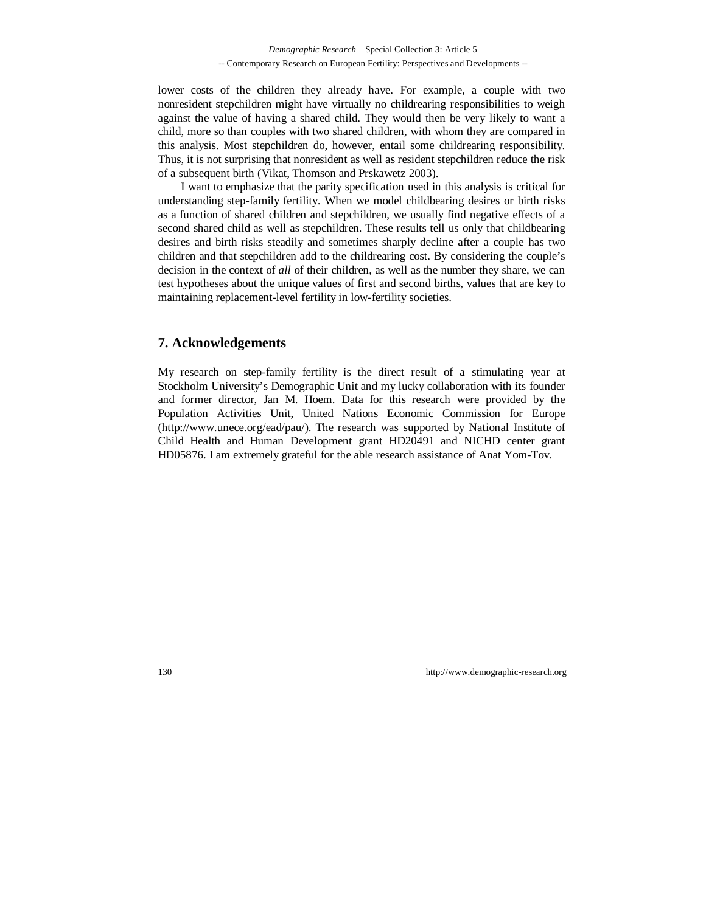lower costs of the children they already have. For example, a couple with two nonresident stepchildren might have virtually no childrearing responsibilities to weigh against the value of having a shared child. They would then be very likely to want a child, more so than couples with two shared children, with whom they are compared in this analysis. Most stepchildren do, however, entail some childrearing responsibility. Thus, it is not surprising that nonresident as well as resident stepchildren reduce the risk of a subsequent birth (Vikat, Thomson and Prskawetz 2003).

I want to emphasize that the parity specification used in this analysis is critical for understanding step-family fertility. When we model childbearing desires or birth risks as a function of shared children and stepchildren, we usually find negative effects of a second shared child as well as stepchildren. These results tell us only that childbearing desires and birth risks steadily and sometimes sharply decline after a couple has two children and that stepchildren add to the childrearing cost. By considering the couple's decision in the context of *all* of their children, as well as the number they share, we can test hypotheses about the unique values of first and second births, values that are key to maintaining replacement-level fertility in low-fertility societies.

## 7. Acknowledgements

My research on step-family fertility is the direct result of a stimulating year at Stockholm University's Demographic Unit and my lucky collaboration with its founder and former director, Jan M. Hoem. Data for this research were provided by the Population Activities Unit, United Nations Economic Commission for Europe (http://www.unece.org/ead/pau/). The research was supported by National Institute of Child Health and Human Development grant HD20491 and NICHD center grant HD05876. I am extremely grateful for the able research assistance of Anat Yom-Tov.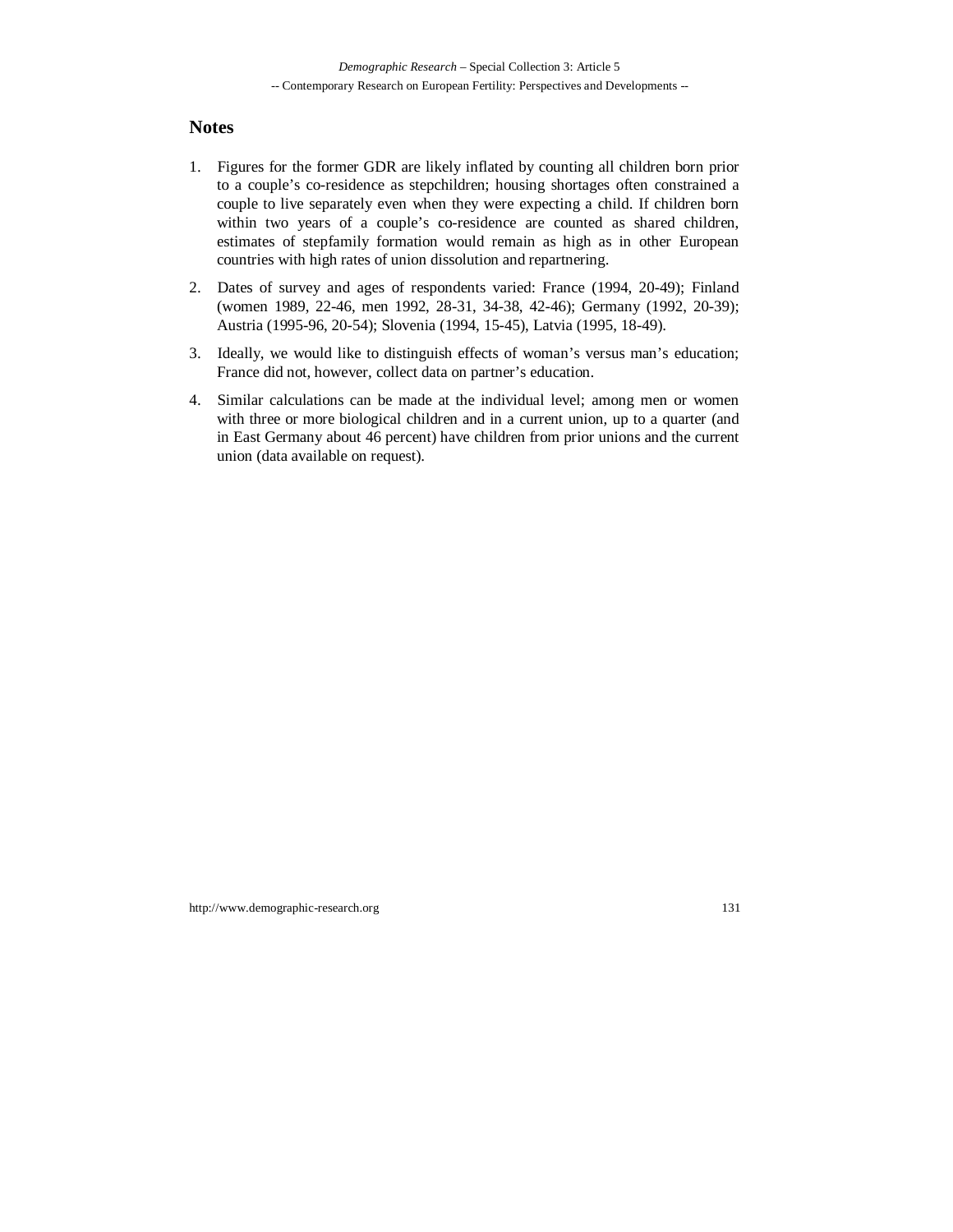## Notes

1. Figures for the former GDR are likely inflated by counting all children born prior to a couple's co-residence as stepchildren; housing shortages often constrained a couple to live separately even when they were expecting a child. If children born within two years of a couple's co-residence are counted as shared children, estimates of stepfamily formation would remain as high as in other European countries with high rates of union dissolution and repartnering.

2. Dates of survey and ages of respondents varied: France (1994, 20-49); Finland (women 1989, 22-46, men 1992, 28-31, 34-38, 42-46); Germany (1992, 20-39); Austria (1995-96, 20-54); Slovenia (1994, 15-45), Latvia (1995, 18-49).

3. Ideally, we would like to distinguish effects of woman's versus man's education; France did not, however, collect data on partner's education.

4. Similar calculations can be made at the individual level; among men or women with three or more biological children and in a current union, up to a quarter (and in East Germany about 46 percent) have children from prior unions and the current union (data available on request).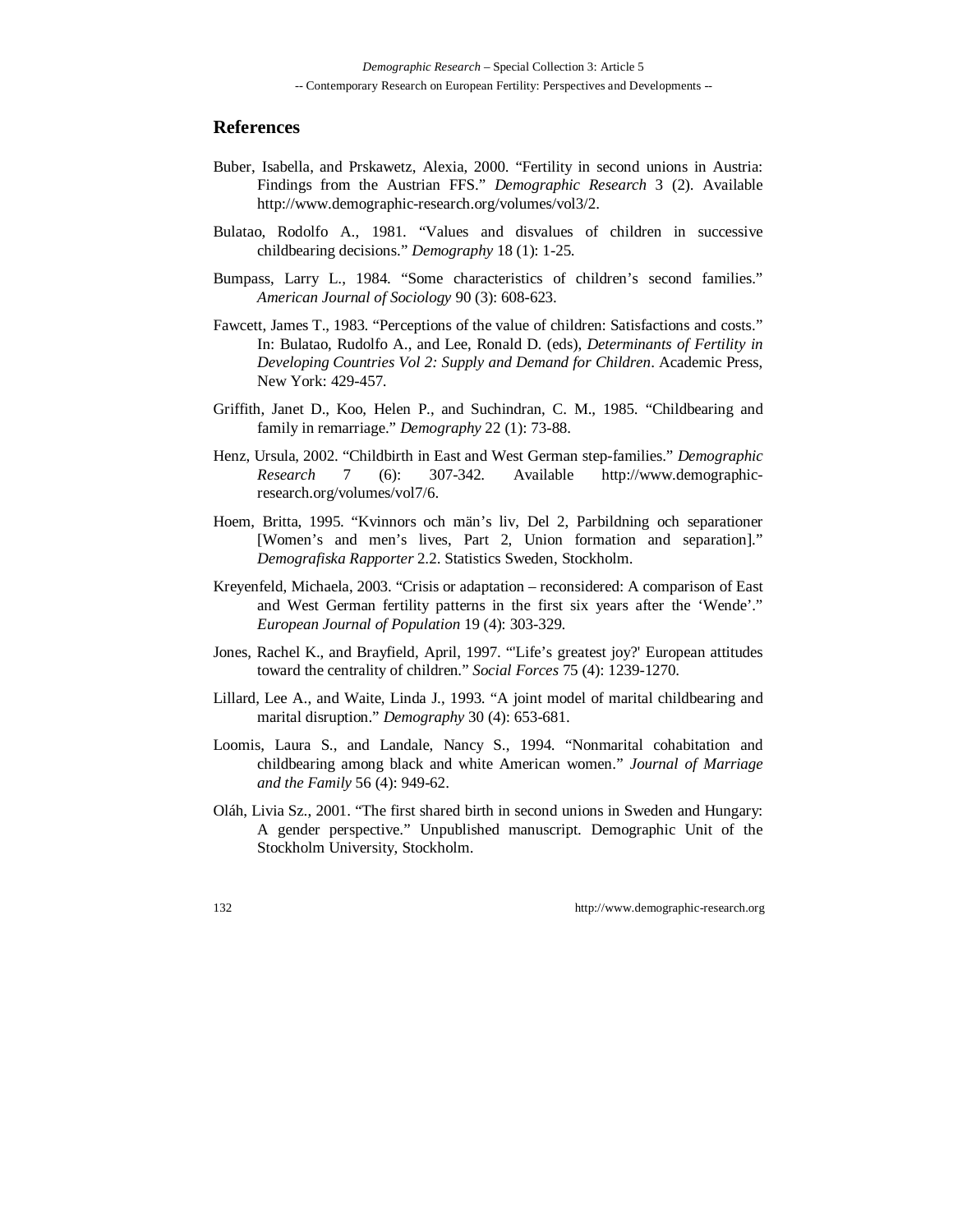## References

Buber, Isabella, and Prskawetz, Alexia, 2000. "Fertility in second unions in Austria: Findings from the Austrian FFS." *Demographic Research* 3 (2). Available http://www.demographic-research.org/volumes/vol3/2.

Bulatao, Rodolfo A., 1981. "Values and disvalues of children in successive childbearing decisions." *Demography* 18 (1): 1-25.

Bumpass, Larry L., 1984. "Some characteristics of children's second families." *American Journal of Sociology* 90 (3): 608-623.

Fawcett, James T., 1983. "Perceptions of the value of children: Satisfactions and costs." In: Bulatao, Rudolfo A., and Lee, Ronald D. (eds), *Determinants of Fertility in Developing Countries Vol 2: Supply and Demand for Children*. Academic Press, New York: 429-457.

Griffith, Janet D., Koo, Helen P., and Suchindran, C. M., 1985. "Childbearing and family in remarriage." *Demography* 22 (1): 73-88.

Henz, Ursula, 2002. "Childbirth in East and West German step-families." *Demographic Research* 7 (6): 307-342. Available http://www.demographic-research.org/volumes/vol7/6.

Hoem, Britta, 1995. "Kvinnors och män's liv, Del 2, Parbildning och separationer [Women's and men's lives, Part 2, Union formation and separation]." *Demografiska Rapporter* 2.2. Statistics Sweden, Stockholm.

Kreyenfeld, Michaela, 2003. "Crisis or adaptation – reconsidered: A comparison of East and West German fertility patterns in the first six years after the 'Wende'." *European Journal of Population* 19 (4): 303-329.

Jones, Rachel K., and Brayfield, April, 1997. "'Life's greatest joy?' European attitudes toward the centrality of children." *Social Forces* 75 (4): 1239-1270.

Lillard, Lee A., and Waite, Linda J., 1993. "A joint model of marital childbearing and marital disruption." *Demography* 30 (4): 653-681.

Loomis, Laura S., and Landale, Nancy S., 1994. "Nonmarital cohabitation and childbearing among black and white American women." *Journal of Marriage and the Family* 56 (4): 949-62.

Oláh, Livia Sz., 2001. "The first shared birth in second unions in Sweden and Hungary: A gender perspective." Unpublished manuscript. Demographic Unit of the Stockholm University, Stockholm.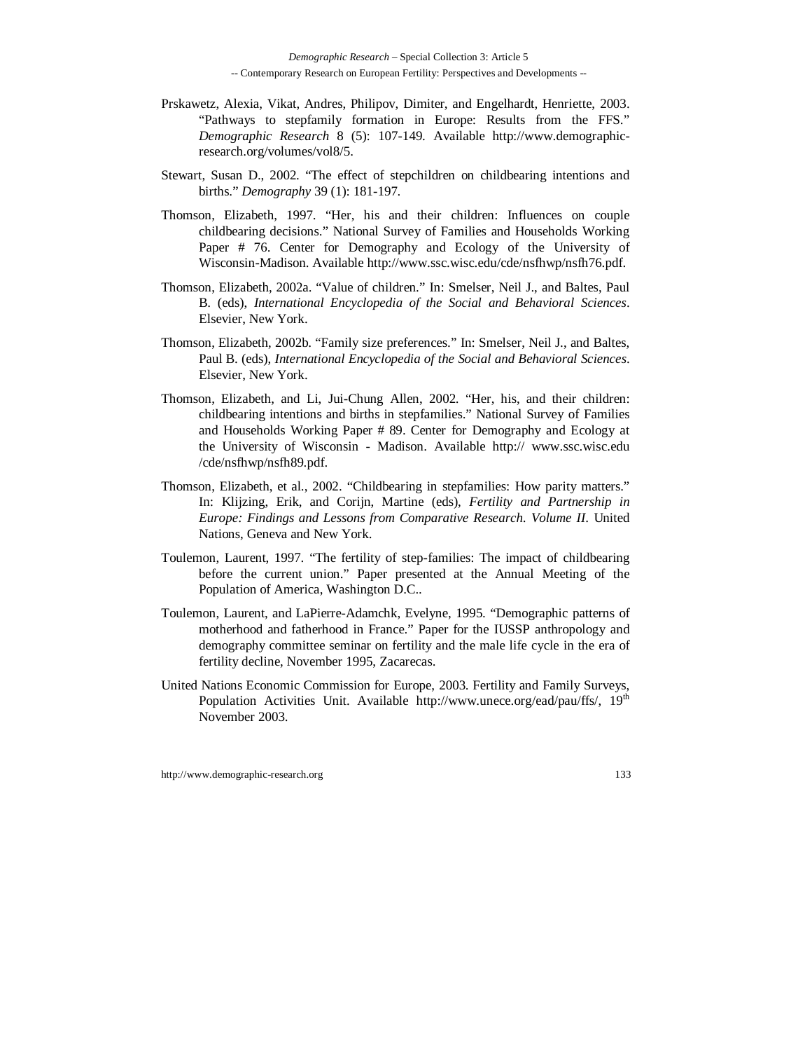Prskawetz, Alexia, Vikat, Andres, Philipov, Dimiter, and Engelhardt, Henriette, 2003. "Pathways to stepfamily formation in Europe: Results from the FFS." *Demographic Research* 8 (5): 107-149. Available http://www.demographic-research.org/volumes/vol8/5.

Stewart, Susan D., 2002. "The effect of stepchildren on childbearing intentions and births." *Demography* 39 (1): 181-197.

Thomson, Elizabeth, 1997. "Her, his and their children: Influences on couple childbearing decisions." National Survey of Families and Households Working Paper # 76. Center for Demography and Ecology of the University of Wisconsin-Madison. Available http://www.ssc.wisc.edu/cde/nsfhwp/nsfh76.pdf.

Thomson, Elizabeth, 2002a. "Value of children." In: Smelser, Neil J., and Baltes, Paul B. (eds), *International Encyclopedia of the Social and Behavioral Sciences*. Elsevier, New York.

Thomson, Elizabeth, 2002b. "Family size preferences." In: Smelser, Neil J., and Baltes, Paul B. (eds), *International Encyclopedia of the Social and Behavioral Sciences*. Elsevier, New York.

Thomson, Elizabeth, and Li, Jui-Chung Allen, 2002. "Her, his, and their children: childbearing intentions and births in stepfamilies." National Survey of Families and Households Working Paper # 89. Center for Demography and Ecology at the University of Wisconsin - Madison. Available http:// www.ssc.wisc.edu /cde/nsfhwp/nsfh89.pdf.

Thomson, Elizabeth, et al., 2002. "Childbearing in stepfamilies: How parity matters." In: Klijzing, Erik, and Corijn, Martine (eds), *Fertility and Partnership in Europe: Findings and Lessons from Comparative Research. Volume II*. United Nations, Geneva and New York.

Toulemon, Laurent, 1997. "The fertility of step-families: The impact of childbearing before the current union." Paper presented at the Annual Meeting of the Population of America, Washington D.C..

Toulemon, Laurent, and LaPierre-Adamchk, Evelyne, 1995. "Demographic patterns of motherhood and fatherhood in France." Paper for the IUSSP anthropology and demography committee seminar on fertility and the male life cycle in the era of fertility decline, November 1995, Zacarecas.

United Nations Economic Commission for Europe, 2003. Fertility and Family Surveys, Population Activities Unit. Available http://www.unece.org/ead/pau/ffs/, 19th November 2003.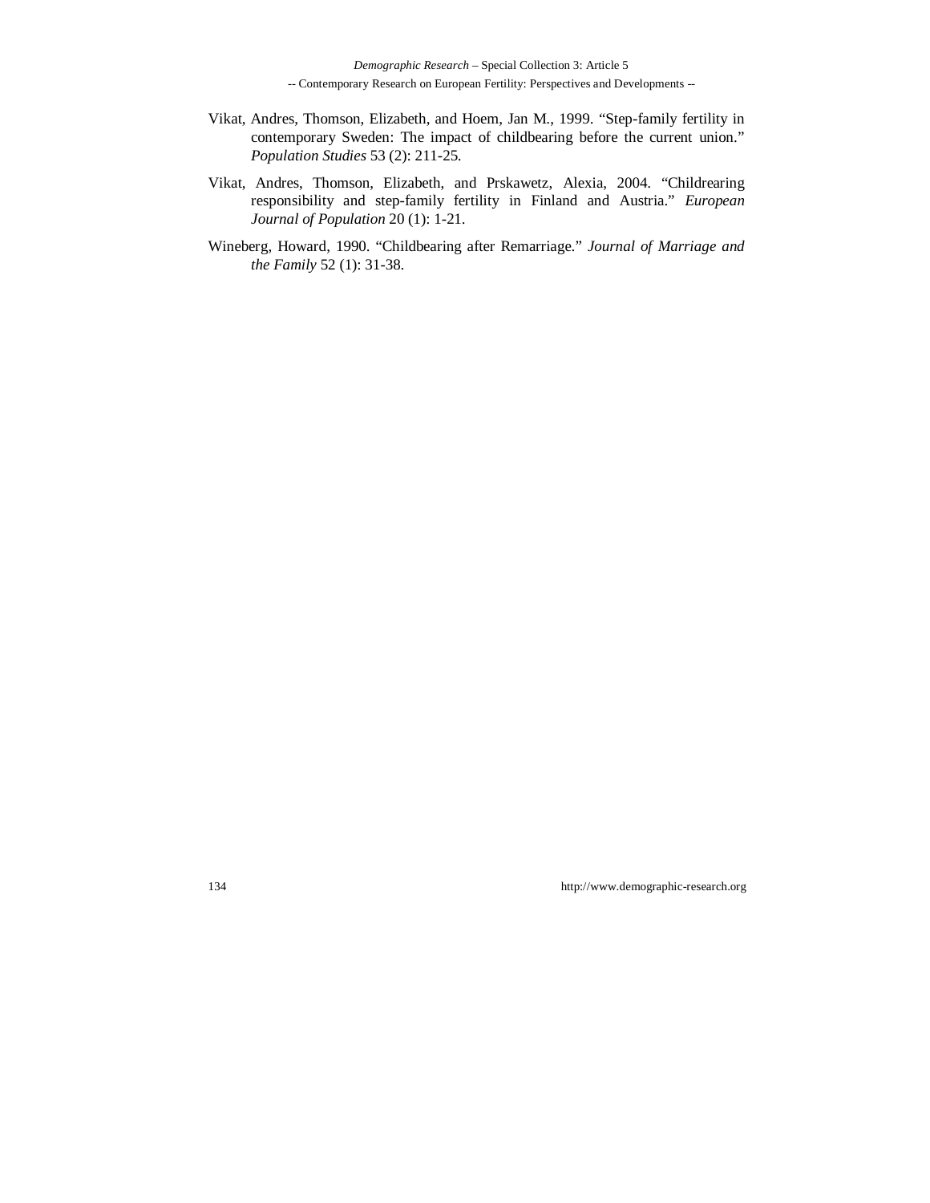Vikat, Andres, Thomson, Elizabeth, and Hoem, Jan M., 1999. "Step-family fertility in contemporary Sweden: The impact of childbearing before the current union." *Population Studies* 53 (2): 211-25.

Vikat, Andres, Thomson, Elizabeth, and Prskawetz, Alexia, 2004. "Childrearing responsibility and step-family fertility in Finland and Austria." *European Journal of Population* 20 (1): 1-21.

Wineberg, Howard, 1990. "Childbearing after Remarriage." *Journal of Marriage and the Family* 52 (1): 31-38.